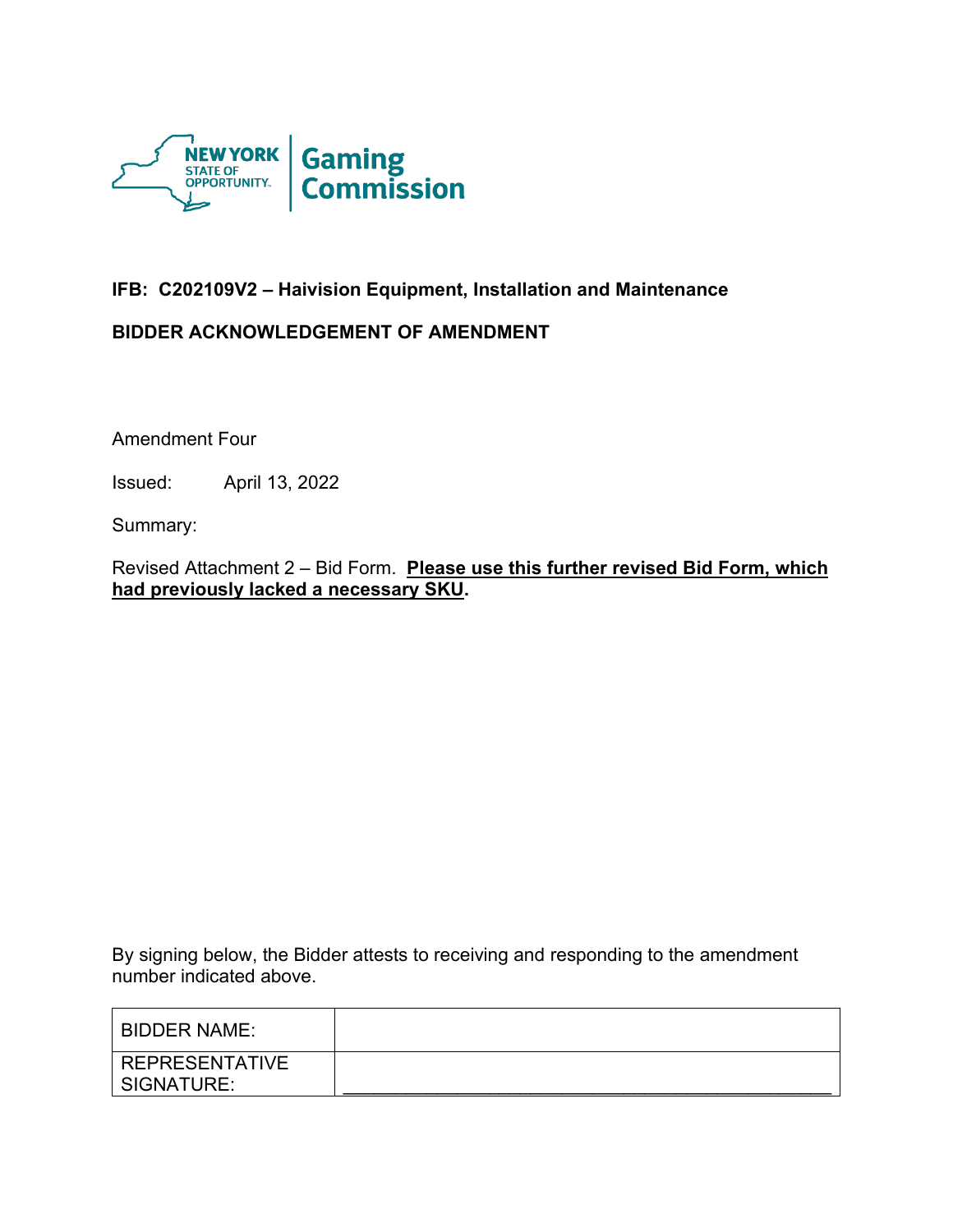NEW YORK STATE OF OPPORTUNITY. | Gaming Commission

**IFB: C202109V2 – Haivision Equipment, Installation and Maintenance**

**BIDDER ACKNOWLEDGEMENT OF AMENDMENT**

Amendment Four

Issued: April 13, 2022

Summary:

Revised Attachment 2 – Bid Form. **Please use this further revised Bid Form, which had previously lacked a necessary SKU.**

By signing below, the Bidder attests to receiving and responding to the amendment number indicated above.

| | |
|---|---|
| BIDDER NAME: | |
| REPRESENTATIVE SIGNATURE: | ______________________________________________ |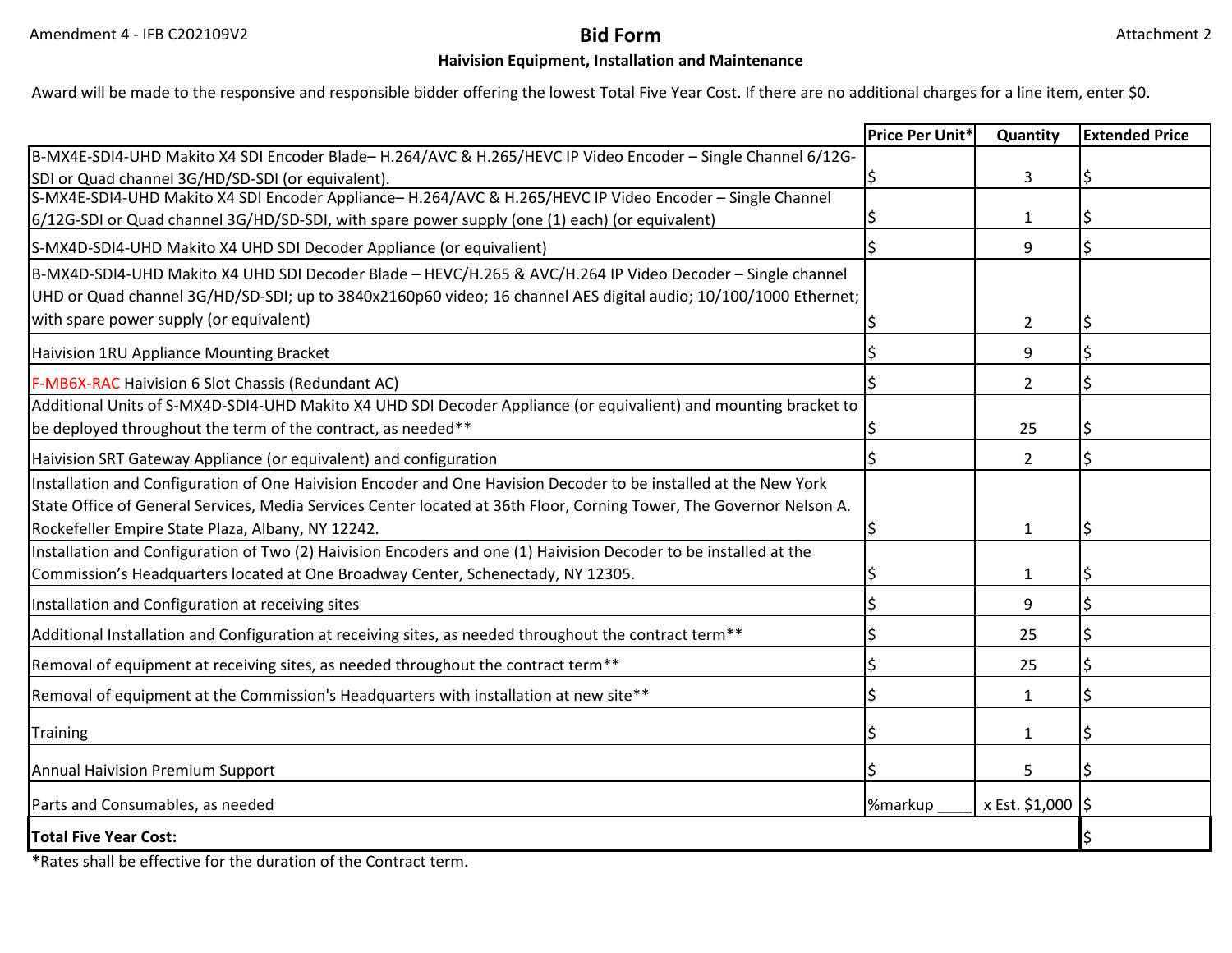Amendment 4 - IFB C202109V2

# Bid Form

Attachment 2

**Haivision Equipment, Installation and Maintenance**

Award will be made to the responsive and responsible bidder offering the lowest Total Five Year Cost. If there are no additional charges for a line item, enter $0.

| | Price Per Unit* | Quantity | Extended Price |
|---|---|---|---|
| B-MX4E-SDI4-UHD Makito X4 SDI Encoder Blade– H.264/AVC & H.265/HEVC IP Video Encoder – Single Channel 6/12G-SDI or Quad channel 3G/HD/SD-SDI (or equivalent). | $ | 3 | $ |
| S-MX4E-SDI4-UHD Makito X4 SDI Encoder Appliance– H.264/AVC & H.265/HEVC IP Video Encoder – Single Channel 6/12G-SDI or Quad channel 3G/HD/SD-SDI, with spare power supply (one (1) each) (or equivalent) | $ | 1 | $ |
| S-MX4D-SDI4-UHD Makito X4 UHD SDI Decoder Appliance (or equivalient) | $ | 9 | $ |
| B-MX4D-SDI4-UHD Makito X4 UHD SDI Decoder Blade – HEVC/H.265 & AVC/H.264 IP Video Decoder – Single channel UHD or Quad channel 3G/HD/SD-SDI; up to 3840x2160p60 video; 16 channel AES digital audio; 10/100/1000 Ethernet; with spare power supply (or equivalent) | $ | 2 | $ |
| Haivision 1RU Appliance Mounting Bracket | $ | 9 | $ |
| F-MB6X-RAC Haivision 6 Slot Chassis (Redundant AC) | $ | 2 | $ |
| Additional Units of S-MX4D-SDI4-UHD Makito X4 UHD SDI Decoder Appliance (or equivalient) and mounting bracket to be deployed throughout the term of the contract, as needed** | $ | 25 | $ |
| Haivision SRT Gateway Appliance (or equivalent) and configuration | $ | 2 | $ |
| Installation and Configuration of One Haivision Encoder and One Havision Decoder to be installed at the New York State Office of General Services, Media Services Center located at 36th Floor, Corning Tower, The Governor Nelson A. Rockefeller Empire State Plaza, Albany, NY 12242. | $ | 1 | $ |
| Installation and Configuration of Two (2) Haivision Encoders and one (1) Haivision Decoder to be installed at the Commission's Headquarters located at One Broadway Center, Schenectady, NY 12305. | $ | 1 | $ |
| Installation and Configuration at receiving sites | $ | 9 | $ |
| Additional Installation and Configuration at receiving sites, as needed throughout the contract term** | $ | 25 | $ |
| Removal of equipment at receiving sites, as needed throughout the contract term** | $ | 25 | $ |
| Removal of equipment at the Commission's Headquarters with installation at new site** | $ | 1 | $ |
| Training | $ | 1 | $ |
| Annual Haivision Premium Support | $ | 5 | $ |
| Parts and Consumables, as needed | %markup ____ | x Est. $1,000 | $ |
| **Total Five Year Cost:** | | | $ |

*Rates shall be effective for the duration of the Contract term.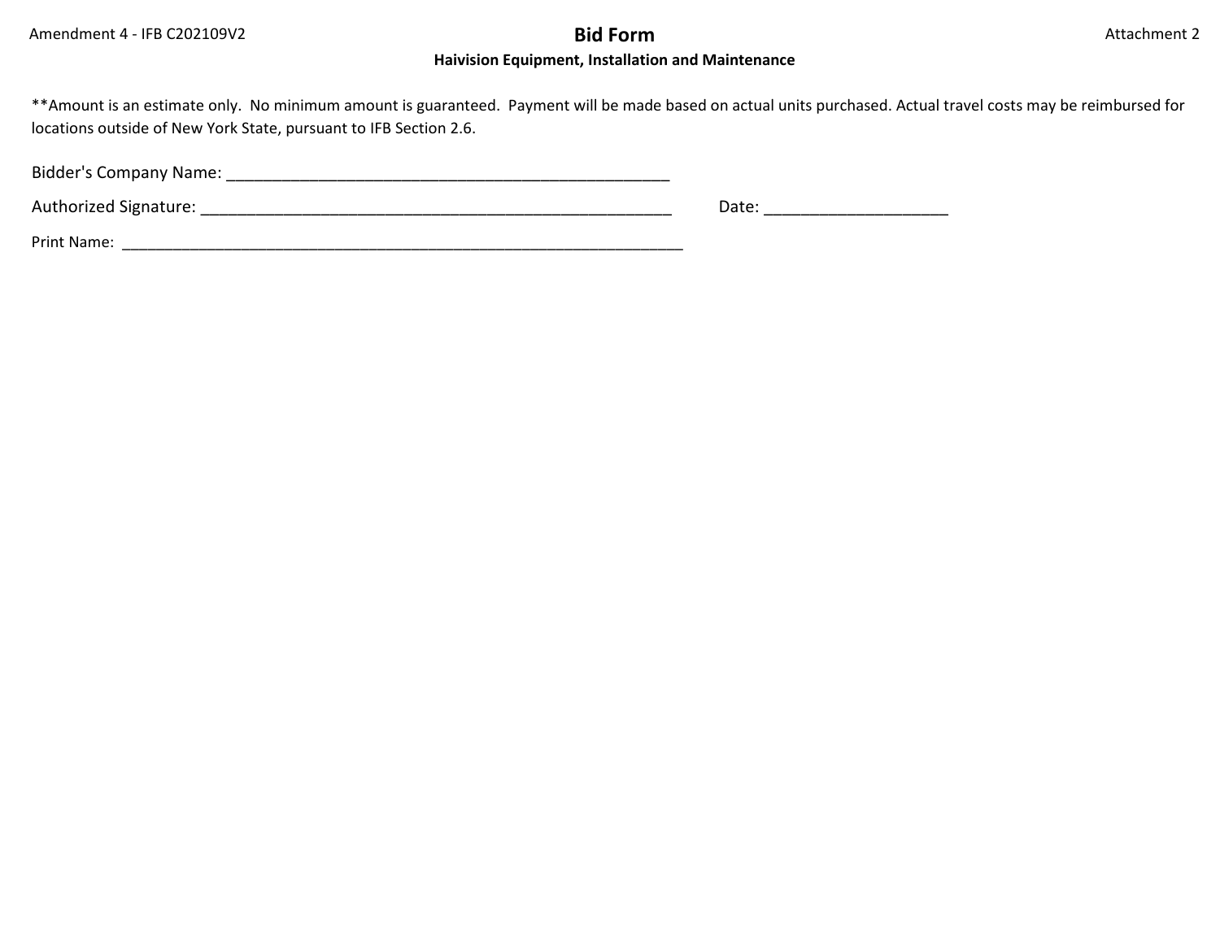Amendment 4 - IFB C202109V2

# Bid Form

**Haivision Equipment, Installation and Maintenance**

Attachment 2

**Amount is an estimate only. No minimum amount is guaranteed. Payment will be made based on actual units purchased. Actual travel costs may be reimbursed for locations outside of New York State, pursuant to IFB Section 2.6.

Bidder's Company Name: ___________________________________________________

Authorized Signature: ______________________________________________________ Date: ____________________

Print Name: _______________________________________________________________